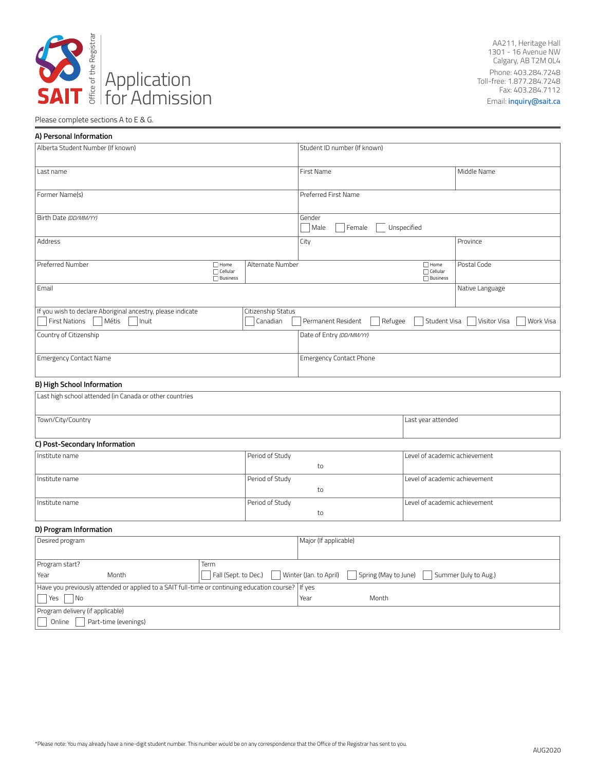# SAIT Office of the Registrar
# Application for Admission

AA211, Heritage Hall
1301 - 16 Avenue NW
Calgary, AB T2M 0L4

Phone: 403.284.7248
Toll-free: 1.877.284.7248
Fax: 403.284.7112

Email: **inquiry@sait.ca**

Please complete sections A to E & G.

## A) Personal Information

| | | |
|---|---|---|
| Alberta Student Number (If known) | Student ID number (If known) | |
| Last name | First Name | Middle Name |
| Former Name(s) | Preferred First Name | |
| Birth Date *(DD/MM/YY)* | Gender ☐ Male ☐ Female ☐ Unspecified | |
| Address | City | Province |
| Preferred Number ☐ Home ☐ Cellular ☐ Business | Alternate Number ☐ Home ☐ Cellular ☐ Business | Postal Code |
| Email | | Native Language |
| If you wish to declare Aboriginal ancestry, please indicate ☐ First Nations ☐ Métis ☐ Inuit | Citizenship Status ☐ Canadian ☐ Permanent Resident ☐ Refugee ☐ Student Visa ☐ Visitor Visa ☐ Work Visa | |
| Country of Citizenship | Date of Entry *(DD/MM/YY)* | |
| Emergency Contact Name | Emergency Contact Phone | |

## B) High School Information

| | |
|---|---|
| Last high school attended (in Canada or other countries | |
| Town/City/Country | Last year attended |

## C) Post-Secondary Information

| Institute name | Period of Study | Level of academic achievement |
|---|---|---|
| Institute name | Period of Study to | Level of academic achievement |
| Institute name | Period of Study to | Level of academic achievement |
| Institute name | Period of Study to | Level of academic achievement |

## D) Program Information

| | |
|---|---|
| Desired program | Major (If applicable) |
| Program start? Year Month | Term ☐ Fall (Sept. to Dec.) ☐ Winter (Jan. to April) ☐ Spring (May to June) ☐ Summer (July to Aug.) |
| Have you previously attended or applied to a SAIT full-time or continuing education course? ☐ Yes ☐ No | If yes Year Month |
| Program delivery (if applicable) ☐ Online ☐ Part-time (evenings) | |

*Please note: You may already have a nine-digit student number. This number would be on any correspondence that the Office of the Registrar has sent to you.

AUG2020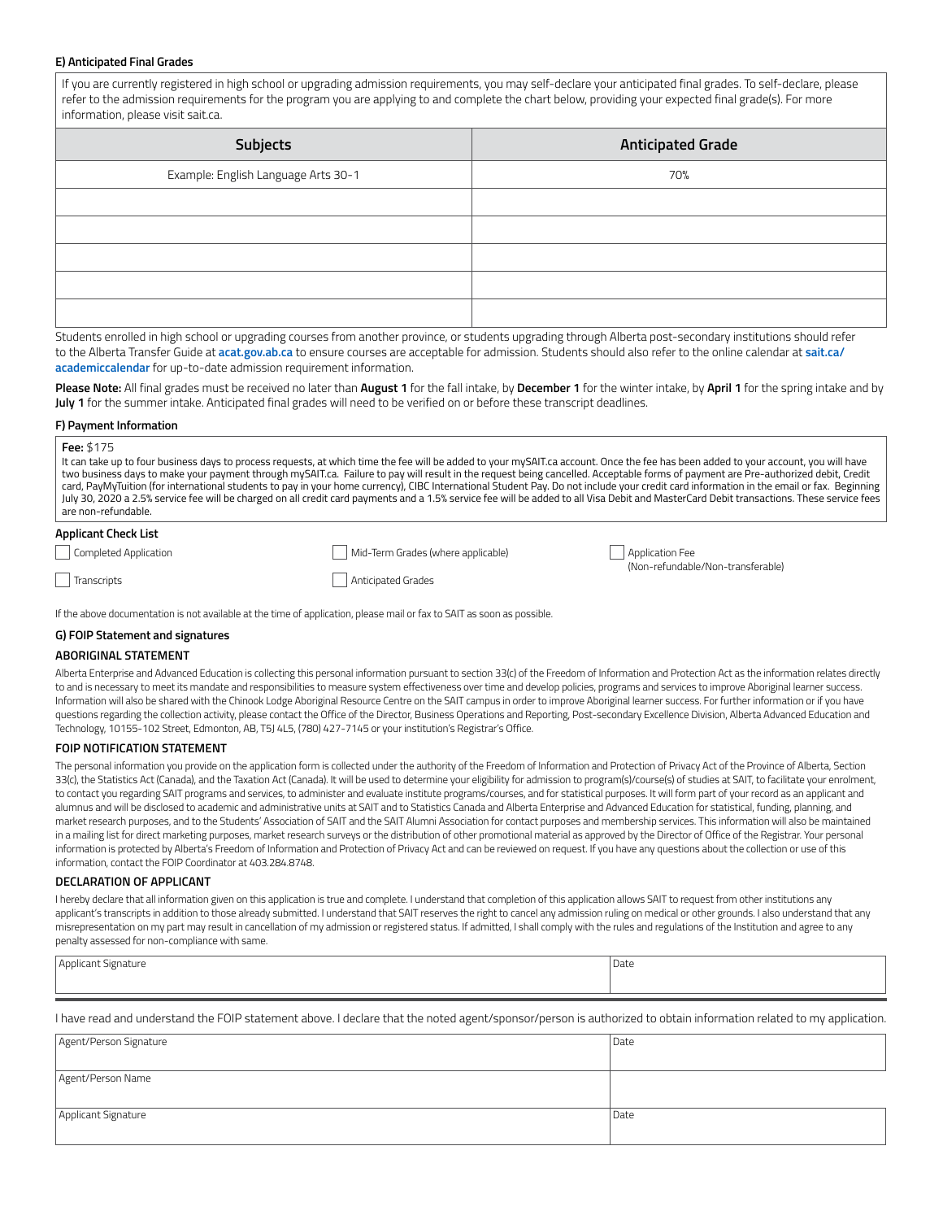#### E) Anticipated Final Grades

If you are currently registered in high school or upgrading admission requirements, you may self-declare your anticipated final grades. To self-declare, please refer to the admission requirements for the program you are applying to and complete the chart below, providing your expected final grade(s). For more information, please visit sait.ca.

| Subjects | Anticipated Grade |
|---|---|
| Example: English Language Arts 30-1 | 70% |
| | |
| | |
| | |
| | |
| | |

Students enrolled in high school or upgrading courses from another province, or students upgrading through Alberta post-secondary institutions should refer to the Alberta Transfer Guide at **acat.gov.ab.ca** to ensure courses are acceptable for admission. Students should also refer to the online calendar at **sait.ca/academiccalendar** for up-to-date admission requirement information.

**Please Note:** All final grades must be received no later than **August 1** for the fall intake, by **December 1** for the winter intake, by **April 1** for the spring intake and by **July 1** for the summer intake. Anticipated final grades will need to be verified on or before these transcript deadlines.

#### F) Payment Information

**Fee:** $175

It can take up to four business days to process requests, at which time the fee will be added to your mySAIT.ca account. Once the fee has been added to your account, you will have two business days to make your payment through mySAIT.ca. Failure to pay will result in the request being cancelled. Acceptable forms of payment are Pre-authorized debit, Credit card, PayMyTuition (for international students to pay in your home currency), CIBC International Student Pay. Do not include your credit card information in the email or fax. Beginning July 30, 2020 a 2.5% service fee will be charged on all credit card payments and a 1.5% service fee will be added to all Visa Debit and MasterCard Debit transactions. These service fees are non-refundable.

**Applicant Check List**

- ☐ Completed Application
- ☐ Transcripts
- ☐ Mid-Term Grades (where applicable)
- ☐ Anticipated Grades
- ☐ Application Fee (Non-refundable/Non-transferable)

If the above documentation is not available at the time of application, please mail or fax to SAIT as soon as possible.

#### G) FOIP Statement and signatures

**ABORIGINAL STATEMENT**

Alberta Enterprise and Advanced Education is collecting this personal information pursuant to section 33(c) of the Freedom of Information and Protection Act as the information relates directly to and is necessary to meet its mandate and responsibilities to measure system effectiveness over time and develop policies, programs and services to improve Aboriginal learner success. Information will also be shared with the Chinook Lodge Aboriginal Resource Centre on the SAIT campus in order to improve Aboriginal learner success. For further information or if you have questions regarding the collection activity, please contact the Office of the Director, Business Operations and Reporting, Post-secondary Excellence Division, Alberta Advanced Education and Technology, 10155-102 Street, Edmonton, AB, T5J 4L5, (780) 427-7145 or your institution's Registrar's Office.

**FOIP NOTIFICATION STATEMENT**

The personal information you provide on the application form is collected under the authority of the Freedom of Information and Protection of Privacy Act of the Province of Alberta, Section 33(c), the Statistics Act (Canada), and the Taxation Act (Canada). It will be used to determine your eligibility for admission to program(s)/course(s) of studies at SAIT, to facilitate your enrolment, to contact you regarding SAIT programs and services, to administer and evaluate institute programs/courses, and for statistical purposes. It will form part of your record as an applicant and alumnus and will be disclosed to academic and administrative units at SAIT and to Statistics Canada and Alberta Enterprise and Advanced Education for statistical, funding, planning, and market research purposes, and to the Students' Association of SAIT and the SAIT Alumni Association for contact purposes and membership services. This information will also be maintained in a mailing list for direct marketing purposes, market research surveys or the distribution of other promotional material as approved by the Director of Office of the Registrar. Your personal information is protected by Alberta's Freedom of Information and Protection of Privacy Act and can be reviewed on request. If you have any questions about the collection or use of this information, contact the FOIP Coordinator at 403.284.8748.

**DECLARATION OF APPLICANT**

I hereby declare that all information given on this application is true and complete. I understand that completion of this application allows SAIT to request from other institutions any applicant's transcripts in addition to those already submitted. I understand that SAIT reserves the right to cancel any admission ruling on medical or other grounds. I also understand that any misrepresentation on my part may result in cancellation of my admission or registered status. If admitted, I shall comply with the rules and regulations of the Institution and agree to any penalty assessed for non-compliance with same.

| Applicant Signature | Date |
|---|---|
| | |

I have read and understand the FOIP statement above. I declare that the noted agent/sponsor/person is authorized to obtain information related to my application.

| Agent/Person Signature | Date |
|---|---|
| Agent/Person Name | |
| Applicant Signature | Date |